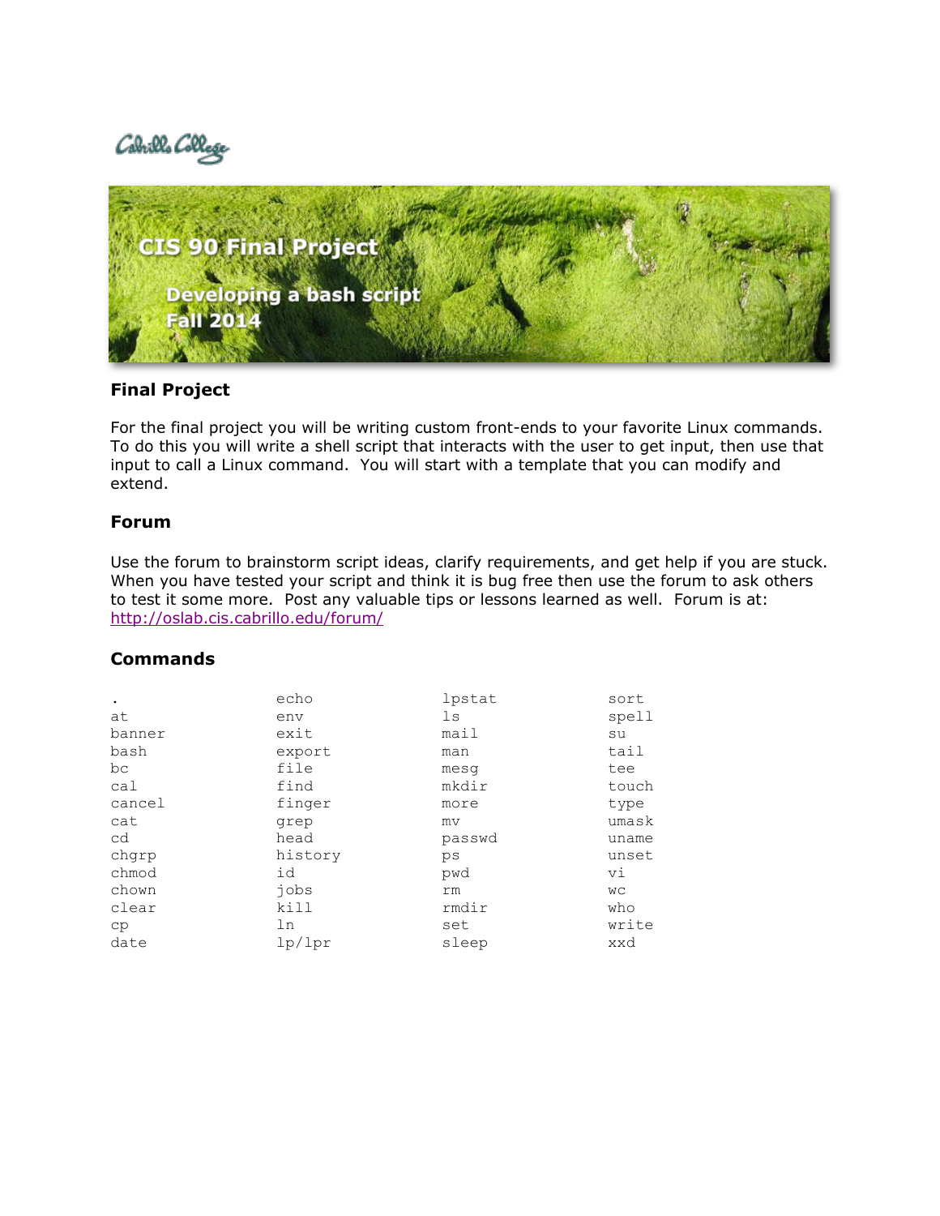# CIS 90 Final Project

## Developing a bash script

## Fall 2014

### Final Project

For the final project you will be writing custom front-ends to your favorite Linux commands. To do this you will write a shell script that interacts with the user to get input, then use that input to call a Linux command. You will start with a template that you can modify and extend.

### Forum

Use the forum to brainstorm script ideas, clarify requirements, and get help if you are stuck. When you have tested your script and think it is bug free then use the forum to ask others to test it some more. Post any valuable tips or lessons learned as well. Forum is at: http://oslab.cis.cabrillo.edu/forum/

### Commands

```
.           echo        lpstat      sort
at          env         ls          spell
banner      exit        mail        su
bash        export      man         tail
bc          file        mesg        tee
cal         find        mkdir       touch
cancel      finger      more        type
cat         grep        mv          umask
cd          head        passwd      uname
chgrp       history     ps          unset
chmod       id          pwd         vi
chown       jobs        rm          wc
clear       kill        rmdir       who
cp          ln          set         write
date        lp/lpr      sleep       xxd
```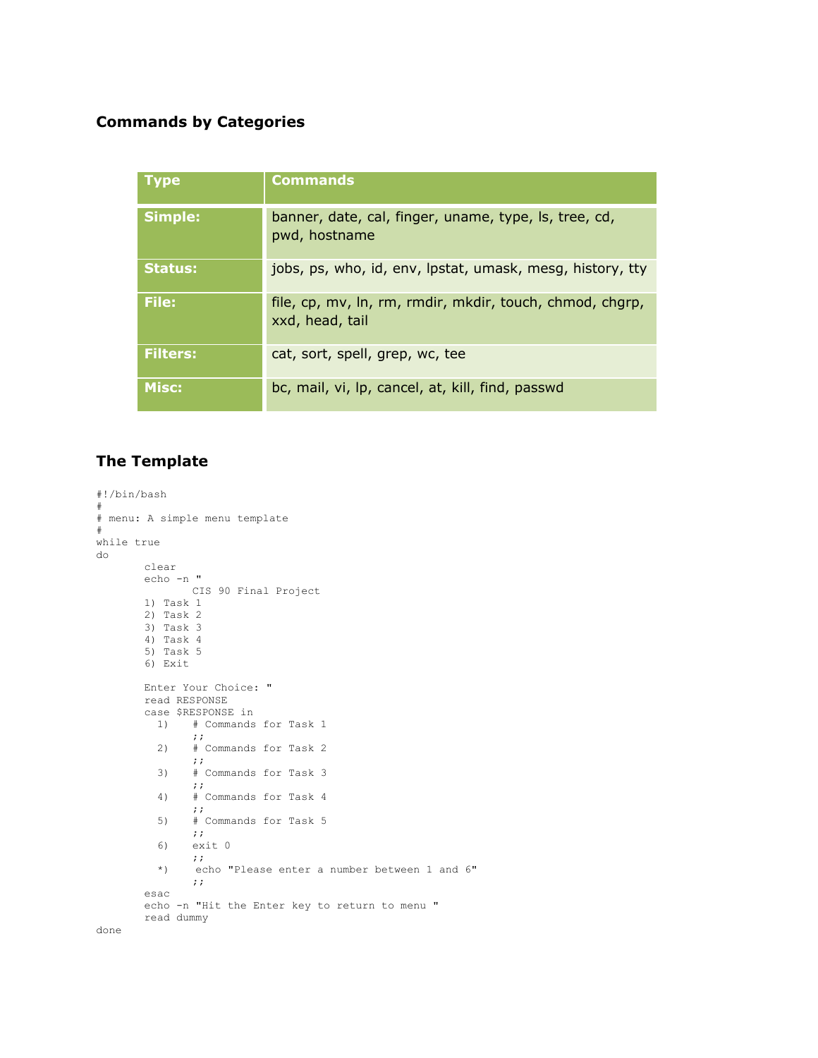## Commands by Categories

| Type | Commands |
| --- | --- |
| **Simple:** | banner, date, cal, finger, uname, type, ls, tree, cd, pwd, hostname |
| **Status:** | jobs, ps, who, id, env, lpstat, umask, mesg, history, tty |
| **File:** | file, cp, mv, ln, rm, rmdir, mkdir, touch, chmod, chgrp, xxd, head, tail |
| **Filters:** | cat, sort, spell, grep, wc, tee |
| **Misc:** | bc, mail, vi, lp, cancel, at, kill, find, passwd |

## The Template

```
#!/bin/bash
#
# menu: A simple menu template
#
while true
do
        clear
        echo -n "
                CIS 90 Final Project
        1) Task 1
        2) Task 2
        3) Task 3
        4) Task 4
        5) Task 5
        6) Exit

        Enter Your Choice: "
        read RESPONSE
        case $RESPONSE in
          1)    # Commands for Task 1
                ;;
          2)    # Commands for Task 2
                ;;
          3)    # Commands for Task 3
                ;;
          4)    # Commands for Task 4
                ;;
          5)    # Commands for Task 5
                ;;
          6)    exit 0
                ;;
          *)     echo "Please enter a number between 1 and 6"
                ;;
        esac
        echo -n "Hit the Enter key to return to menu "
        read dummy
done
```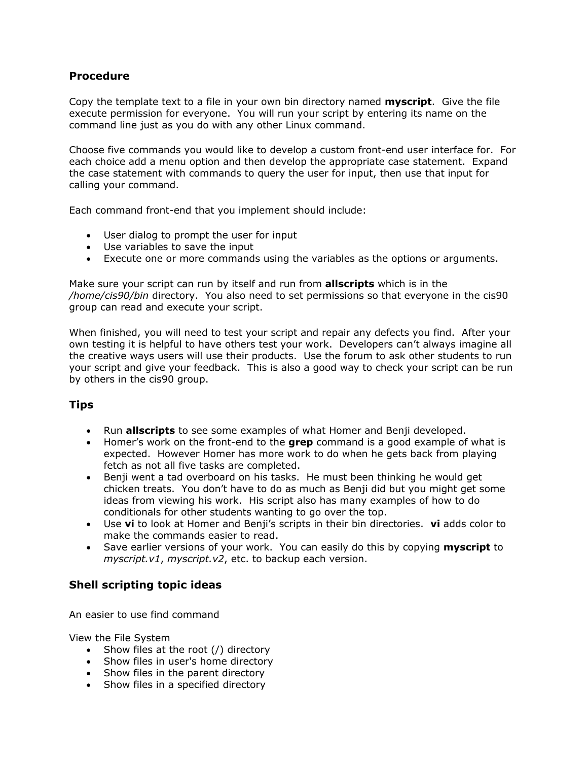## Procedure

Copy the template text to a file in your own bin directory named **myscript**. Give the file execute permission for everyone. You will run your script by entering its name on the command line just as you do with any other Linux command.

Choose five commands you would like to develop a custom front-end user interface for. For each choice add a menu option and then develop the appropriate case statement. Expand the case statement with commands to query the user for input, then use that input for calling your command.

Each command front-end that you implement should include:

- User dialog to prompt the user for input
- Use variables to save the input
- Execute one or more commands using the variables as the options or arguments.

Make sure your script can run by itself and run from **allscripts** which is in the */home/cis90/bin* directory. You also need to set permissions so that everyone in the cis90 group can read and execute your script.

When finished, you will need to test your script and repair any defects you find. After your own testing it is helpful to have others test your work. Developers can't always imagine all the creative ways users will use their products. Use the forum to ask other students to run your script and give your feedback. This is also a good way to check your script can be run by others in the cis90 group.

## Tips

- Run **allscripts** to see some examples of what Homer and Benji developed.
- Homer's work on the front-end to the **grep** command is a good example of what is expected. However Homer has more work to do when he gets back from playing fetch as not all five tasks are completed.
- Benji went a tad overboard on his tasks. He must been thinking he would get chicken treats. You don't have to do as much as Benji did but you might get some ideas from viewing his work. His script also has many examples of how to do conditionals for other students wanting to go over the top.
- Use **vi** to look at Homer and Benji's scripts in their bin directories. **vi** adds color to make the commands easier to read.
- Save earlier versions of your work. You can easily do this by copying **myscript** to *myscript.v1*, *myscript.v2*, etc. to backup each version.

## Shell scripting topic ideas

An easier to use find command

View the File System
- Show files at the root (/) directory
- Show files in user's home directory
- Show files in the parent directory
- Show files in a specified directory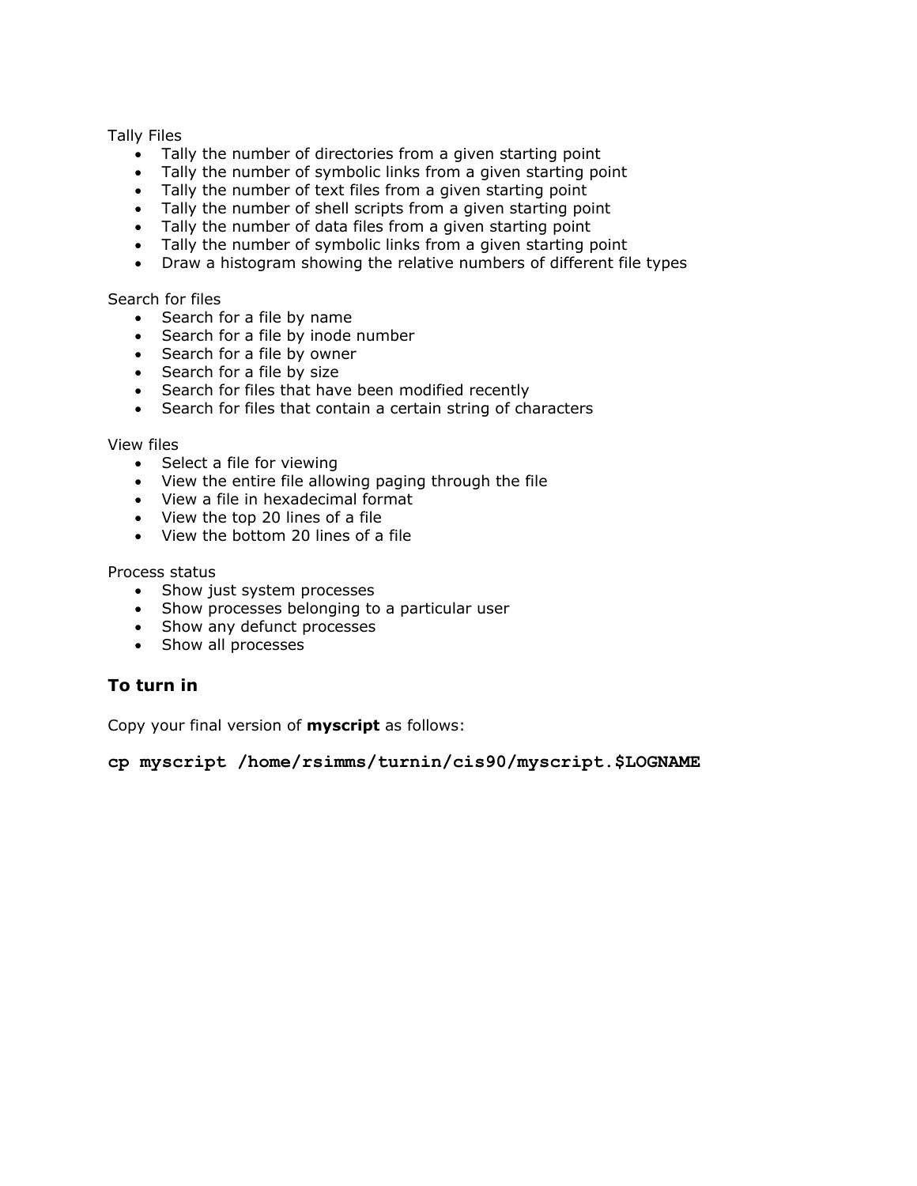Tally Files

- Tally the number of directories from a given starting point
- Tally the number of symbolic links from a given starting point
- Tally the number of text files from a given starting point
- Tally the number of shell scripts from a given starting point
- Tally the number of data files from a given starting point
- Tally the number of symbolic links from a given starting point
- Draw a histogram showing the relative numbers of different file types

Search for files

- Search for a file by name
- Search for a file by inode number
- Search for a file by owner
- Search for a file by size
- Search for files that have been modified recently
- Search for files that contain a certain string of characters

View files

- Select a file for viewing
- View the entire file allowing paging through the file
- View a file in hexadecimal format
- View the top 20 lines of a file
- View the bottom 20 lines of a file

Process status

- Show just system processes
- Show processes belonging to a particular user
- Show any defunct processes
- Show all processes

### To turn in

Copy your final version of **myscript** as follows:

```
cp myscript /home/rsimms/turnin/cis90/myscript.$LOGNAME
```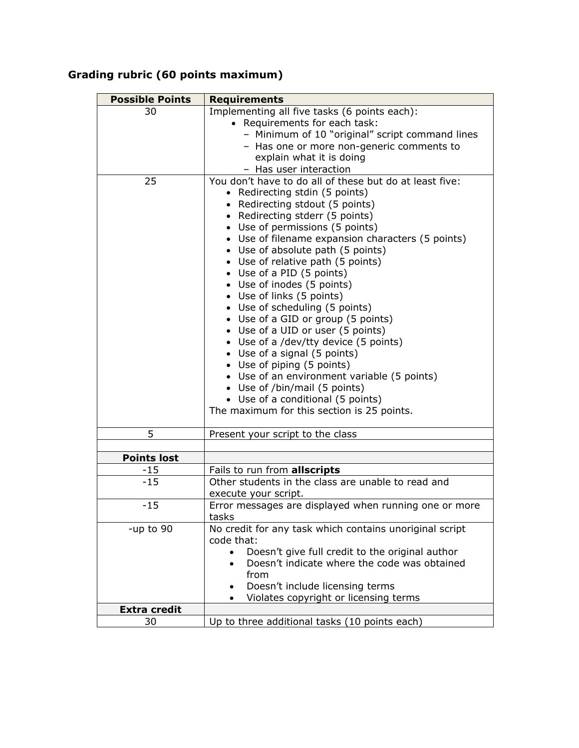## Grading rubric (60 points maximum)

| Possible Points | Requirements |
|---|---|
| 30 | Implementing all five tasks (6 points each):<br>• Requirements for each task:<br>– Minimum of 10 “original” script command lines<br>– Has one or more non-generic comments to explain what it is doing<br>– Has user interaction |
| 25 | You don’t have to do all of these but do at least five:<br>• Redirecting stdin (5 points)<br>• Redirecting stdout (5 points)<br>• Redirecting stderr (5 points)<br>• Use of permissions (5 points)<br>• Use of filename expansion characters (5 points)<br>• Use of absolute path (5 points)<br>• Use of relative path (5 points)<br>• Use of a PID (5 points)<br>• Use of inodes (5 points)<br>• Use of links (5 points)<br>• Use of scheduling (5 points)<br>• Use of a GID or group (5 points)<br>• Use of a UID or user (5 points)<br>• Use of a /dev/tty device (5 points)<br>• Use of a signal (5 points)<br>• Use of piping (5 points)<br>• Use of an environment variable (5 points)<br>• Use of /bin/mail (5 points)<br>• Use of a conditional (5 points)<br>The maximum for this section is 25 points. |
| 5 | Present your script to the class |
| | |
| **Points lost** | |
| -15 | Fails to run from **allscripts** |
| -15 | Other students in the class are unable to read and execute your script. |
| -15 | Error messages are displayed when running one or more tasks |
| -up to 90 | No credit for any task which contains unoriginal script code that:<br>• Doesn’t give full credit to the original author<br>• Doesn’t indicate where the code was obtained from<br>• Doesn’t include licensing terms<br>• Violates copyright or licensing terms |
| **Extra credit** | |
| 30 | Up to three additional tasks (10 points each) |